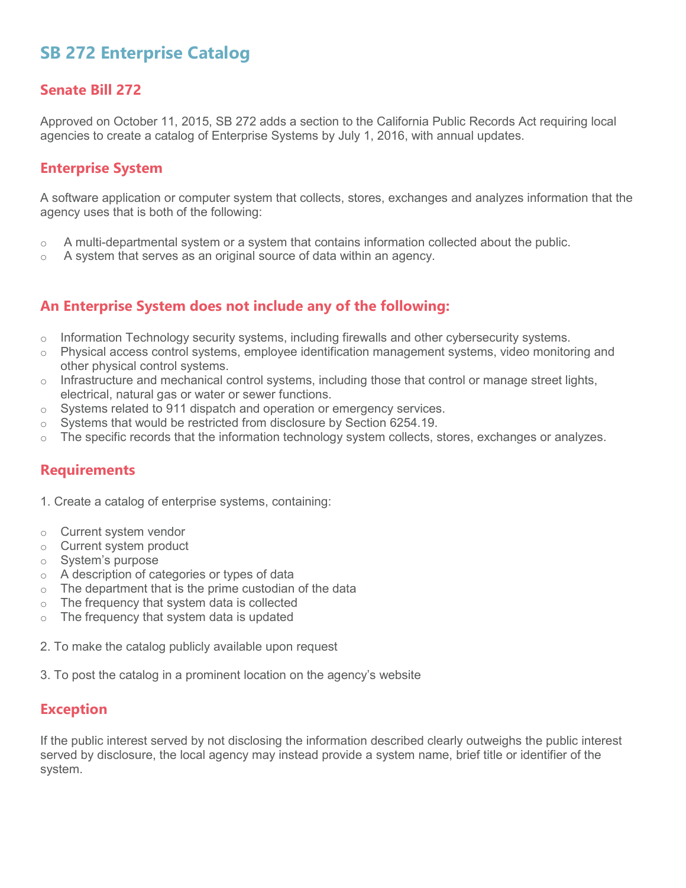# SB 272 Enterprise Catalog

## Senate Bill 272

Approved on October 11, 2015, SB 272 adds a section to the California Public Records Act requiring local agencies to create a catalog of Enterprise Systems by July 1, 2016, with annual updates.

## Enterprise System

A software application or computer system that collects, stores, exchanges and analyzes information that the agency uses that is both of the following:

- A multi-departmental system or a system that contains information collected about the public.
- A system that serves as an original source of data within an agency.

## An Enterprise System does not include any of the following:

- Information Technology security systems, including firewalls and other cybersecurity systems.
- Physical access control systems, employee identification management systems, video monitoring and other physical control systems.
- Infrastructure and mechanical control systems, including those that control or manage street lights, electrical, natural gas or water or sewer functions.
- Systems related to 911 dispatch and operation or emergency services.
- Systems that would be restricted from disclosure by Section 6254.19.
- The specific records that the information technology system collects, stores, exchanges or analyzes.

## Requirements

1. Create a catalog of enterprise systems, containing:

- Current system vendor
- Current system product
- System's purpose
- A description of categories or types of data
- The department that is the prime custodian of the data
- The frequency that system data is collected
- The frequency that system data is updated

2. To make the catalog publicly available upon request

3. To post the catalog in a prominent location on the agency's website

## Exception

If the public interest served by not disclosing the information described clearly outweighs the public interest served by disclosure, the local agency may instead provide a system name, brief title or identifier of the system.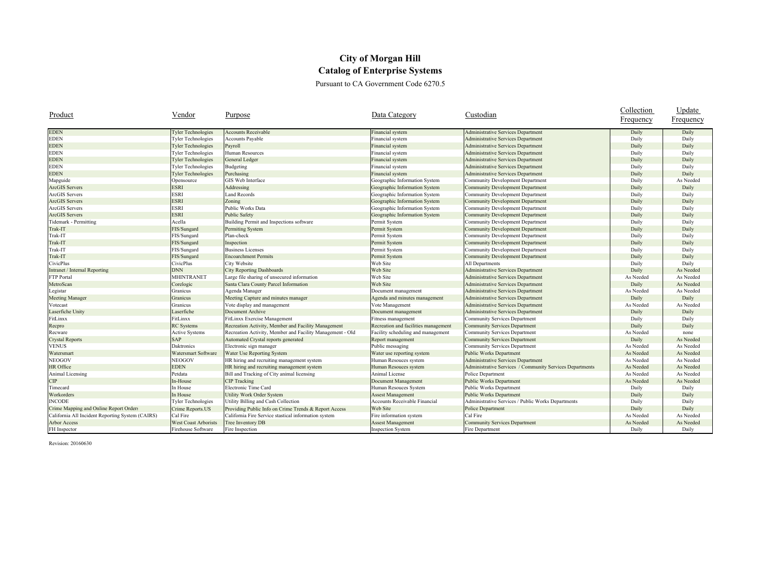# City of Morgan Hill
## Catalog of Enterprise Systems

Pursuant to CA Government Code 6270.5

| Product | Vendor | Purpose | Data Category | Custodian | Collection Frequency | Update Frequency |
|---|---|---|---|---|---|---|
| EDEN | Tyler Technologies | Accounts Receivable | Financial system | Administrative Services Department | Daily | Daily |
| EDEN | Tyler Technologies | Accounts Payable | Financial system | Administrative Services Department | Daily | Daily |
| EDEN | Tyler Technologies | Payroll | Financial system | Administrative Services Department | Daily | Daily |
| EDEN | Tyler Technologies | Human Resources | Financial system | Administrative Services Department | Daily | Daily |
| EDEN | Tyler Technologies | General Ledger | Financial system | Administrative Services Department | Daily | Daily |
| EDEN | Tyler Technologies | Budgeting | Financial system | Administrative Services Department | Daily | Daily |
| EDEN | Tyler Technologies | Purchasing | Financial system | Administrative Services Department | Daily | Daily |
| Mapguide | Opensource | GIS Web Interface | Geographic Information System | Community Development Department | Daily | As Needed |
| ArcGIS Servers | ESRI | Addressing | Geographic Information System | Community Development Department | Daily | Daily |
| ArcGIS Servers | ESRI | Land Records | Geographic Information System | Community Development Department | Daily | Daily |
| ArcGIS Servers | ESRI | Zoning | Geographic Information System | Community Development Department | Daily | Daily |
| ArcGIS Servers | ESRI | Public Works Data | Geographic Information System | Community Development Department | Daily | Daily |
| ArcGIS Servers | ESRI | Public Safety | Geographic Information System | Community Development Department | Daily | Daily |
| Tidemark - Permitting | Acella | Building Permit and Inspections software | Permit System | Community Development Department | Daily | Daily |
| Trak-IT | FIS/Sungard | Permiting System | Permit System | Community Development Department | Daily | Daily |
| Trak-IT | FIS/Sungard | Plan-check | Permit System | Community Development Department | Daily | Daily |
| Trak-IT | FIS/Sungard | Inspection | Permit System | Community Development Department | Daily | Daily |
| Trak-IT | FIS/Sungard | Business Licenses | Permit System | Community Development Department | Daily | Daily |
| Trak-IT | FIS/Sungard | Encoarchment Permits | Permit System | Community Development Department | Daily | Daily |
| CivicPlus | CivicPlus | City Website | Web Site | All Departments | Daily | Daily |
| Intranet / Internal Reporting | DNN | City Reporting Dashboards | Web Site | Administrative Services Department | Daily | As Needed |
| FTP Portal | MHINTRANET | Large file sharing of unsecured information | Web Site | Administrative Services Department | As Needed | As Needed |
| MetroScan | Corelogic | Santa Clara County Parcel Information | Web Site | Administrative Services Department | Daily | As Needed |
| Legistar | Granicus | Agenda Manager | Document management | Administrative Services Department | As Needed | As Needed |
| Meeting Manager | Granicus | Meeting Capture and minutes manager | Agenda and minutes management | Administrative Services Department | Daily | Daily |
| Votecast | Granicus | Vote display and management | Vote Management | Administrative Services Department | As Needed | As Needed |
| Laserfiche Unity | Laserfiche | Document Archive | Document management | Administrative Services Department | Daily | Daily |
| FitLinxx | FitLinxx | FitLinxx Exercise Management | Fitness management | Community Services Department | Daily | Daily |
| Recpro | RC Systems | Recreation Activity, Member and Facility Management | Recreation and facilities management | Community Services Department | Daily | Daily |
| Recware | Active Systems | Recreation Activity, Member and Facility Management - Old | Facility scheduling and management | Community Services Department | As Needed | none |
| Crystal Reports | SAP | Automated Crystal reports generated | Report management | Community Services Department | Daily | As Needed |
| VENUS | Daktronics | Electronic sign manager | Public messaging | Community Services Department | As Needed | As Needed |
| Watersmart | Watersmart Software | Water Use Reporting System | Water use reporting system | Public Works Department | As Needed | As Needed |
| NEOGOV | NEOGOV | HR hiring and recruiting management system | Human Resouces system | Administrative Services Department | As Needed | As Needed |
| HR Office | EDEN | HR hiring and recruiting management system | Human Resouces system | Administrative Services / Community Services Departments | As Needed | As Needed |
| Animal Licensing | Petdata | Bill and Tracking of City animal licensing | Animal License | Police Department | As Needed | As Needed |
| CIP | In-House | CIP Tracking | Document Management | Public Works Department | As Needed | As Needed |
| Timecard | In House | Electronic Time Card | Human Resouces System | Public Works Department | Daily | Daily |
| Workorders | In House | Utility Work Order System | Assest Management | Public Works Department | Daily | Daily |
| INCODE | Tyler Technologies | Utility Billing and Cash Collection | Accounts Receivable Financial | Administrative Services / Public Works Departments | Daily | Daily |
| Crime Mapping and Online Report Orders | Crime Reports.US | Providing Public Info on Crime Trends & Report Access | Web Site | Police Department | Daily | Daily |
| California All Incident Reporting System (CAIRS) | Cal Fire | California Fire Service stastical information system | Fire information system | Cal Fire | As Needed | As Needed |
| Arbor Access | West Coast Arborists | Tree Inventory DB | Assest Management | Community Services Department | As Needed | As Needed |
| FH Inspector | Firehouse Software | Fire Inspection | Inspection System | Fire Department | Daily | Daily |

Revision: 20160630